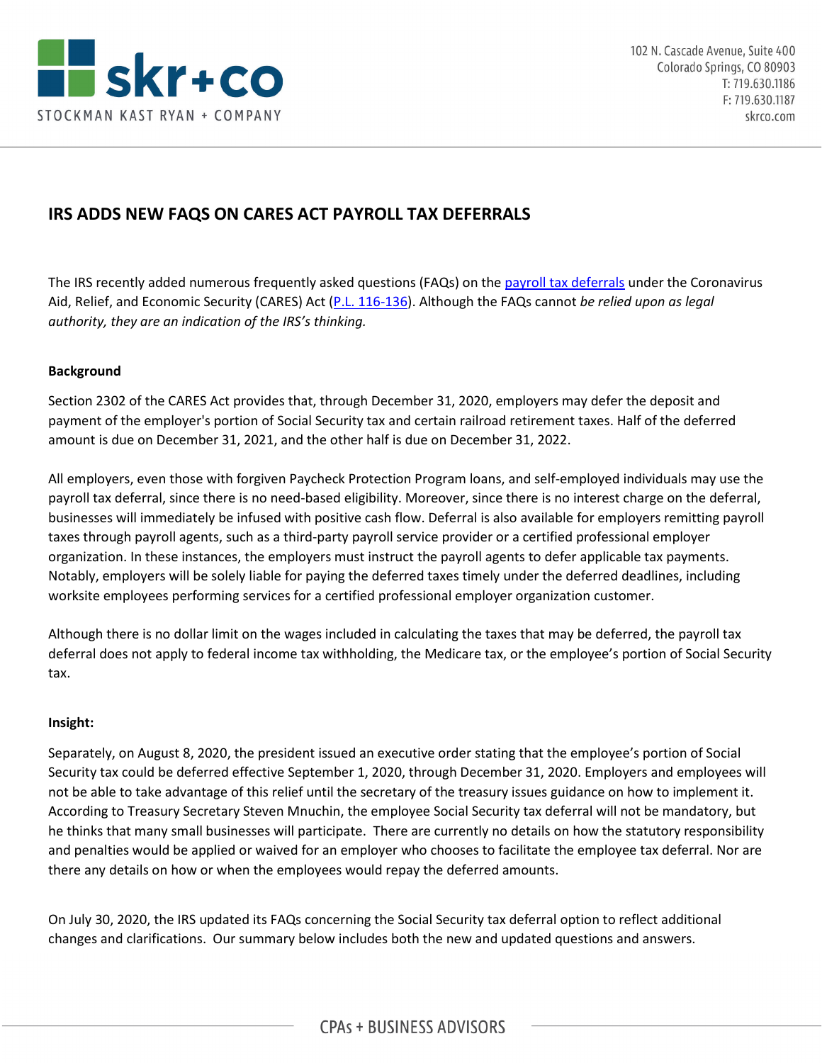# IRS ADDS NEW FAQS ON CARES ACT PAYROLL TAX DEFERRALS

The IRS recently added numerous frequently asked questions (FAQs) on the [payroll tax deferrals](https://www.irs.gov/newsroom/deferral-of-employment-tax-deposits-and-payments-through-december-31-2020) under the Coronavirus Aid, Relief, and Economic Security (CARES) Act ([P.L. 116-136](https://www.congress.gov/bill/116th-congress/house-bill/748)). Although the FAQs cannot *be relied upon as legal authority, they are an indication of the IRS's thinking.*

**Background**

Section 2302 of the CARES Act provides that, through December 31, 2020, employers may defer the deposit and payment of the employer's portion of Social Security tax and certain railroad retirement taxes. Half of the deferred amount is due on December 31, 2021, and the other half is due on December 31, 2022.

All employers, even those with forgiven Paycheck Protection Program loans, and self-employed individuals may use the payroll tax deferral, since there is no need-based eligibility. Moreover, since there is no interest charge on the deferral, businesses will immediately be infused with positive cash flow. Deferral is also available for employers remitting payroll taxes through payroll agents, such as a third-party payroll service provider or a certified professional employer organization. In these instances, the employers must instruct the payroll agents to defer applicable tax payments. Notably, employers will be solely liable for paying the deferred taxes timely under the deferred deadlines, including worksite employees performing services for a certified professional employer organization customer.

Although there is no dollar limit on the wages included in calculating the taxes that may be deferred, the payroll tax deferral does not apply to federal income tax withholding, the Medicare tax, or the employee's portion of Social Security tax.

**Insight:**

Separately, on August 8, 2020, the president issued an executive order stating that the employee's portion of Social Security tax could be deferred effective September 1, 2020, through December 31, 2020. Employers and employees will not be able to take advantage of this relief until the secretary of the treasury issues guidance on how to implement it. According to Treasury Secretary Steven Mnuchin, the employee Social Security tax deferral will not be mandatory, but he thinks that many small businesses will participate. There are currently no details on how the statutory responsibility and penalties would be applied or waived for an employer who chooses to facilitate the employee tax deferral. Nor are there any details on how or when the employees would repay the deferred amounts.

On July 30, 2020, the IRS updated its FAQs concerning the Social Security tax deferral option to reflect additional changes and clarifications. Our summary below includes both the new and updated questions and answers.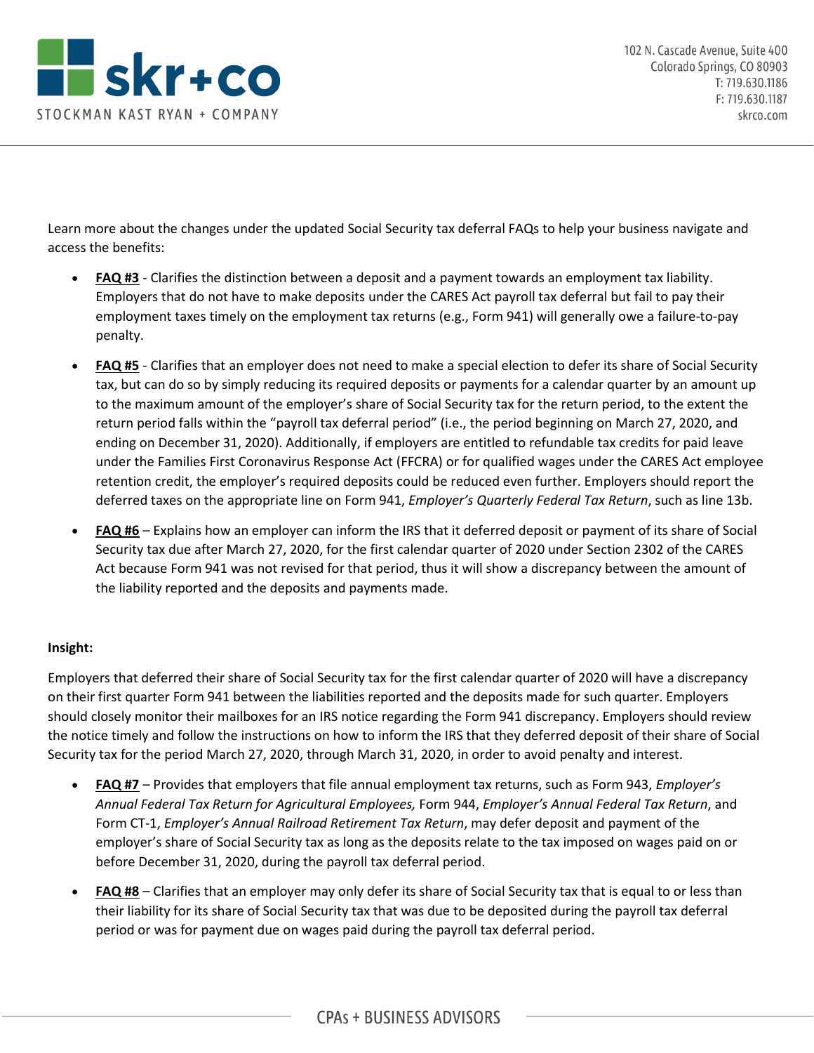Learn more about the changes under the updated Social Security tax deferral FAQs to help your business navigate and access the benefits:

- **FAQ #3** - Clarifies the distinction between a deposit and a payment towards an employment tax liability. Employers that do not have to make deposits under the CARES Act payroll tax deferral but fail to pay their employment taxes timely on the employment tax returns (e.g., Form 941) will generally owe a failure-to-pay penalty.
- **FAQ #5** - Clarifies that an employer does not need to make a special election to defer its share of Social Security tax, but can do so by simply reducing its required deposits or payments for a calendar quarter by an amount up to the maximum amount of the employer's share of Social Security tax for the return period, to the extent the return period falls within the "payroll tax deferral period" (i.e., the period beginning on March 27, 2020, and ending on December 31, 2020). Additionally, if employers are entitled to refundable tax credits for paid leave under the Families First Coronavirus Response Act (FFCRA) or for qualified wages under the CARES Act employee retention credit, the employer's required deposits could be reduced even further. Employers should report the deferred taxes on the appropriate line on Form 941, *Employer's Quarterly Federal Tax Return*, such as line 13b.
- **FAQ #6** – Explains how an employer can inform the IRS that it deferred deposit or payment of its share of Social Security tax due after March 27, 2020, for the first calendar quarter of 2020 under Section 2302 of the CARES Act because Form 941 was not revised for that period, thus it will show a discrepancy between the amount of the liability reported and the deposits and payments made.

**Insight:**

Employers that deferred their share of Social Security tax for the first calendar quarter of 2020 will have a discrepancy on their first quarter Form 941 between the liabilities reported and the deposits made for such quarter. Employers should closely monitor their mailboxes for an IRS notice regarding the Form 941 discrepancy. Employers should review the notice timely and follow the instructions on how to inform the IRS that they deferred deposit of their share of Social Security tax for the period March 27, 2020, through March 31, 2020, in order to avoid penalty and interest.

- **FAQ #7** – Provides that employers that file annual employment tax returns, such as Form 943, *Employer's Annual Federal Tax Return for Agricultural Employees,* Form 944, *Employer's Annual Federal Tax Return*, and Form CT-1, *Employer's Annual Railroad Retirement Tax Return*, may defer deposit and payment of the employer's share of Social Security tax as long as the deposits relate to the tax imposed on wages paid on or before December 31, 2020, during the payroll tax deferral period.
- **FAQ #8** – Clarifies that an employer may only defer its share of Social Security tax that is equal to or less than their liability for its share of Social Security tax that was due to be deposited during the payroll tax deferral period or was for payment due on wages paid during the payroll tax deferral period.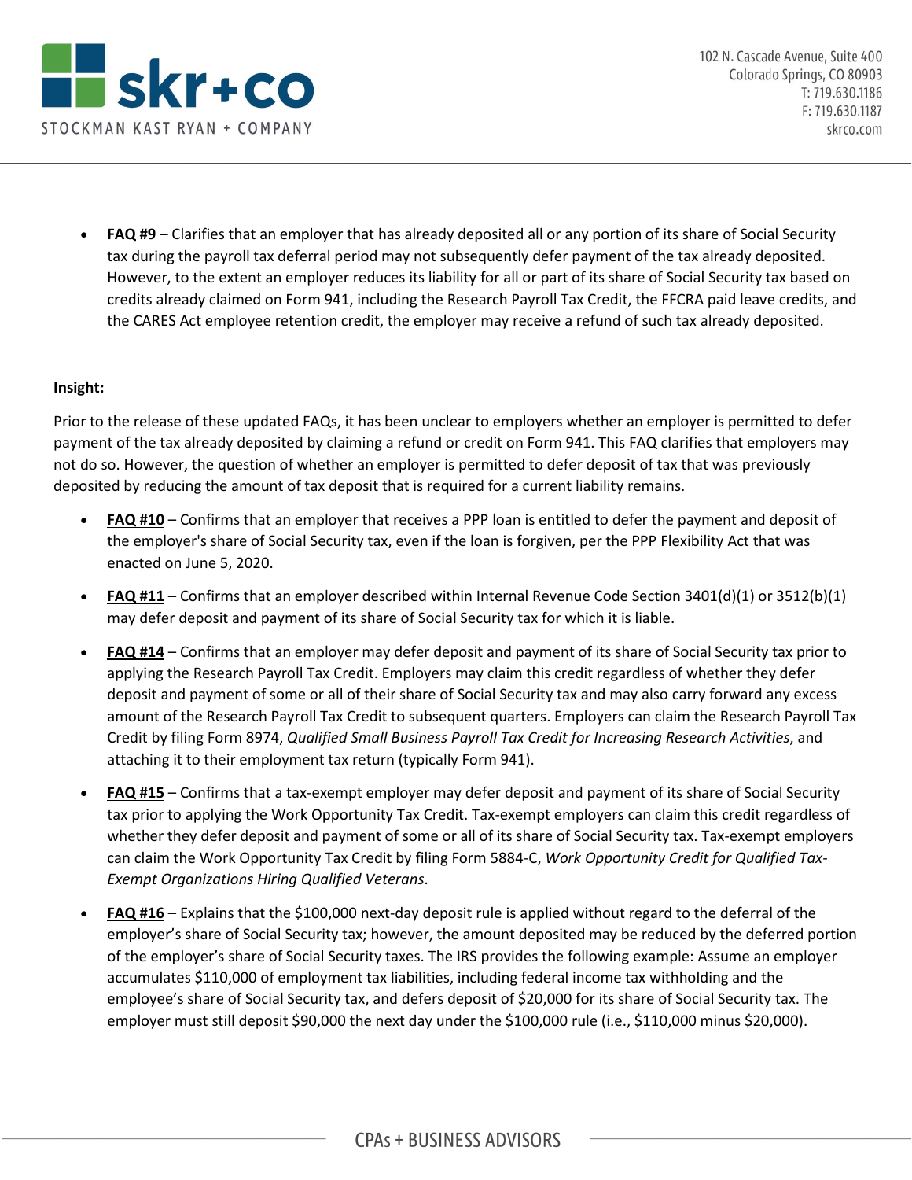- **FAQ #9** – Clarifies that an employer that has already deposited all or any portion of its share of Social Security tax during the payroll tax deferral period may not subsequently defer payment of the tax already deposited. However, to the extent an employer reduces its liability for all or part of its share of Social Security tax based on credits already claimed on Form 941, including the Research Payroll Tax Credit, the FFCRA paid leave credits, and the CARES Act employee retention credit, the employer may receive a refund of such tax already deposited.

**Insight:**

Prior to the release of these updated FAQs, it has been unclear to employers whether an employer is permitted to defer payment of the tax already deposited by claiming a refund or credit on Form 941. This FAQ clarifies that employers may not do so. However, the question of whether an employer is permitted to defer deposit of tax that was previously deposited by reducing the amount of tax deposit that is required for a current liability remains.

- **FAQ #10** – Confirms that an employer that receives a PPP loan is entitled to defer the payment and deposit of the employer's share of Social Security tax, even if the loan is forgiven, per the PPP Flexibility Act that was enacted on June 5, 2020.
- **FAQ #11** – Confirms that an employer described within Internal Revenue Code Section 3401(d)(1) or 3512(b)(1) may defer deposit and payment of its share of Social Security tax for which it is liable.
- **FAQ #14** – Confirms that an employer may defer deposit and payment of its share of Social Security tax prior to applying the Research Payroll Tax Credit. Employers may claim this credit regardless of whether they defer deposit and payment of some or all of their share of Social Security tax and may also carry forward any excess amount of the Research Payroll Tax Credit to subsequent quarters. Employers can claim the Research Payroll Tax Credit by filing Form 8974, *Qualified Small Business Payroll Tax Credit for Increasing Research Activities*, and attaching it to their employment tax return (typically Form 941).
- **FAQ #15** – Confirms that a tax-exempt employer may defer deposit and payment of its share of Social Security tax prior to applying the Work Opportunity Tax Credit. Tax-exempt employers can claim this credit regardless of whether they defer deposit and payment of some or all of its share of Social Security tax. Tax-exempt employers can claim the Work Opportunity Tax Credit by filing Form 5884-C, *Work Opportunity Credit for Qualified Tax-Exempt Organizations Hiring Qualified Veterans*.
- **FAQ #16** – Explains that the $100,000 next-day deposit rule is applied without regard to the deferral of the employer's share of Social Security tax; however, the amount deposited may be reduced by the deferred portion of the employer's share of Social Security taxes. The IRS provides the following example: Assume an employer accumulates $110,000 of employment tax liabilities, including federal income tax withholding and the employee's share of Social Security tax, and defers deposit of $20,000 for its share of Social Security tax. The employer must still deposit $90,000 the next day under the $100,000 rule (i.e., $110,000 minus $20,000).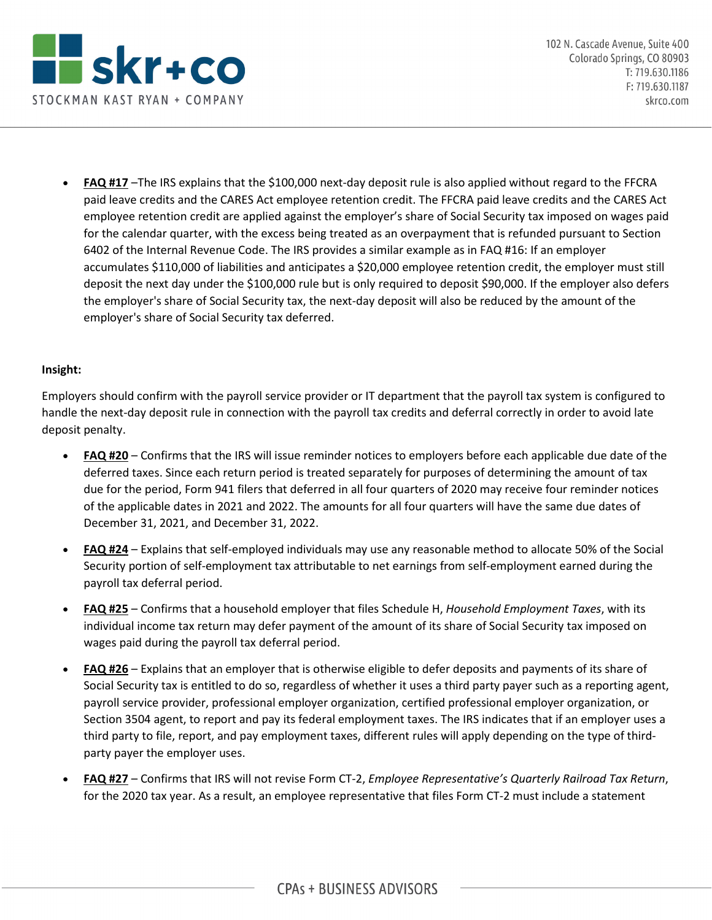- **FAQ #17** –The IRS explains that the $100,000 next-day deposit rule is also applied without regard to the FFCRA paid leave credits and the CARES Act employee retention credit. The FFCRA paid leave credits and the CARES Act employee retention credit are applied against the employer's share of Social Security tax imposed on wages paid for the calendar quarter, with the excess being treated as an overpayment that is refunded pursuant to Section 6402 of the Internal Revenue Code. The IRS provides a similar example as in FAQ #16: If an employer accumulates $110,000 of liabilities and anticipates a $20,000 employee retention credit, the employer must still deposit the next day under the $100,000 rule but is only required to deposit $90,000. If the employer also defers the employer's share of Social Security tax, the next-day deposit will also be reduced by the amount of the employer's share of Social Security tax deferred.

**Insight:**

Employers should confirm with the payroll service provider or IT department that the payroll tax system is configured to handle the next-day deposit rule in connection with the payroll tax credits and deferral correctly in order to avoid late deposit penalty.

- **FAQ #20** – Confirms that the IRS will issue reminder notices to employers before each applicable due date of the deferred taxes. Since each return period is treated separately for purposes of determining the amount of tax due for the period, Form 941 filers that deferred in all four quarters of 2020 may receive four reminder notices of the applicable dates in 2021 and 2022. The amounts for all four quarters will have the same due dates of December 31, 2021, and December 31, 2022.
- **FAQ #24** – Explains that self-employed individuals may use any reasonable method to allocate 50% of the Social Security portion of self-employment tax attributable to net earnings from self-employment earned during the payroll tax deferral period.
- **FAQ #25** – Confirms that a household employer that files Schedule H, *Household Employment Taxes*, with its individual income tax return may defer payment of the amount of its share of Social Security tax imposed on wages paid during the payroll tax deferral period.
- **FAQ #26** – Explains that an employer that is otherwise eligible to defer deposits and payments of its share of Social Security tax is entitled to do so, regardless of whether it uses a third party payer such as a reporting agent, payroll service provider, professional employer organization, certified professional employer organization, or Section 3504 agent, to report and pay its federal employment taxes. The IRS indicates that if an employer uses a third party to file, report, and pay employment taxes, different rules will apply depending on the type of third-party payer the employer uses.
- **FAQ #27** – Confirms that IRS will not revise Form CT-2, *Employee Representative's Quarterly Railroad Tax Return*, for the 2020 tax year. As a result, an employee representative that files Form CT-2 must include a statement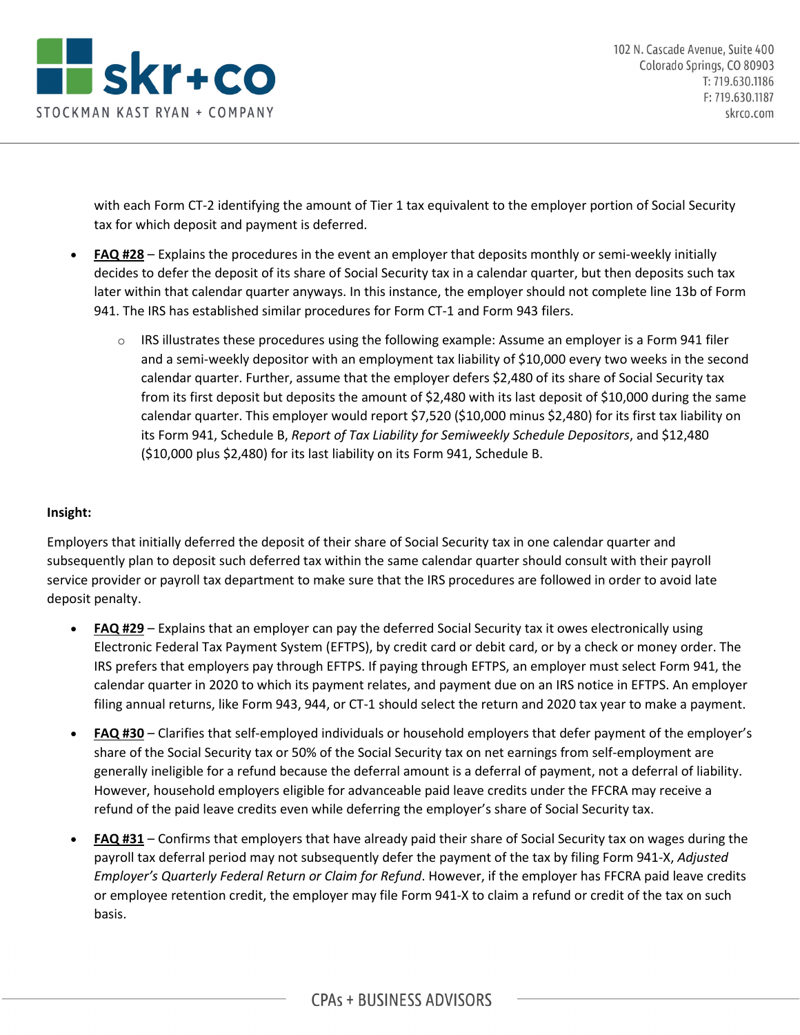with each Form CT-2 identifying the amount of Tier 1 tax equivalent to the employer portion of Social Security tax for which deposit and payment is deferred.

- **FAQ #28** – Explains the procedures in the event an employer that deposits monthly or semi-weekly initially decides to defer the deposit of its share of Social Security tax in a calendar quarter, but then deposits such tax later within that calendar quarter anyways. In this instance, the employer should not complete line 13b of Form 941. The IRS has established similar procedures for Form CT-1 and Form 943 filers.
  - IRS illustrates these procedures using the following example: Assume an employer is a Form 941 filer and a semi-weekly depositor with an employment tax liability of $10,000 every two weeks in the second calendar quarter. Further, assume that the employer defers $2,480 of its share of Social Security tax from its first deposit but deposits the amount of $2,480 with its last deposit of $10,000 during the same calendar quarter. This employer would report $7,520 ($10,000 minus $2,480) for its first tax liability on its Form 941, Schedule B, *Report of Tax Liability for Semiweekly Schedule Depositors*, and $12,480 ($10,000 plus $2,480) for its last liability on its Form 941, Schedule B.

**Insight:**

Employers that initially deferred the deposit of their share of Social Security tax in one calendar quarter and subsequently plan to deposit such deferred tax within the same calendar quarter should consult with their payroll service provider or payroll tax department to make sure that the IRS procedures are followed in order to avoid late deposit penalty.

- **FAQ #29** – Explains that an employer can pay the deferred Social Security tax it owes electronically using Electronic Federal Tax Payment System (EFTPS), by credit card or debit card, or by a check or money order. The IRS prefers that employers pay through EFTPS. If paying through EFTPS, an employer must select Form 941, the calendar quarter in 2020 to which its payment relates, and payment due on an IRS notice in EFTPS. An employer filing annual returns, like Form 943, 944, or CT-1 should select the return and 2020 tax year to make a payment.
- **FAQ #30** – Clarifies that self-employed individuals or household employers that defer payment of the employer's share of the Social Security tax or 50% of the Social Security tax on net earnings from self-employment are generally ineligible for a refund because the deferral amount is a deferral of payment, not a deferral of liability. However, household employers eligible for advanceable paid leave credits under the FFCRA may receive a refund of the paid leave credits even while deferring the employer's share of Social Security tax.
- **FAQ #31** – Confirms that employers that have already paid their share of Social Security tax on wages during the payroll tax deferral period may not subsequently defer the payment of the tax by filing Form 941-X, *Adjusted Employer's Quarterly Federal Return or Claim for Refund*. However, if the employer has FFCRA paid leave credits or employee retention credit, the employer may file Form 941-X to claim a refund or credit of the tax on such basis.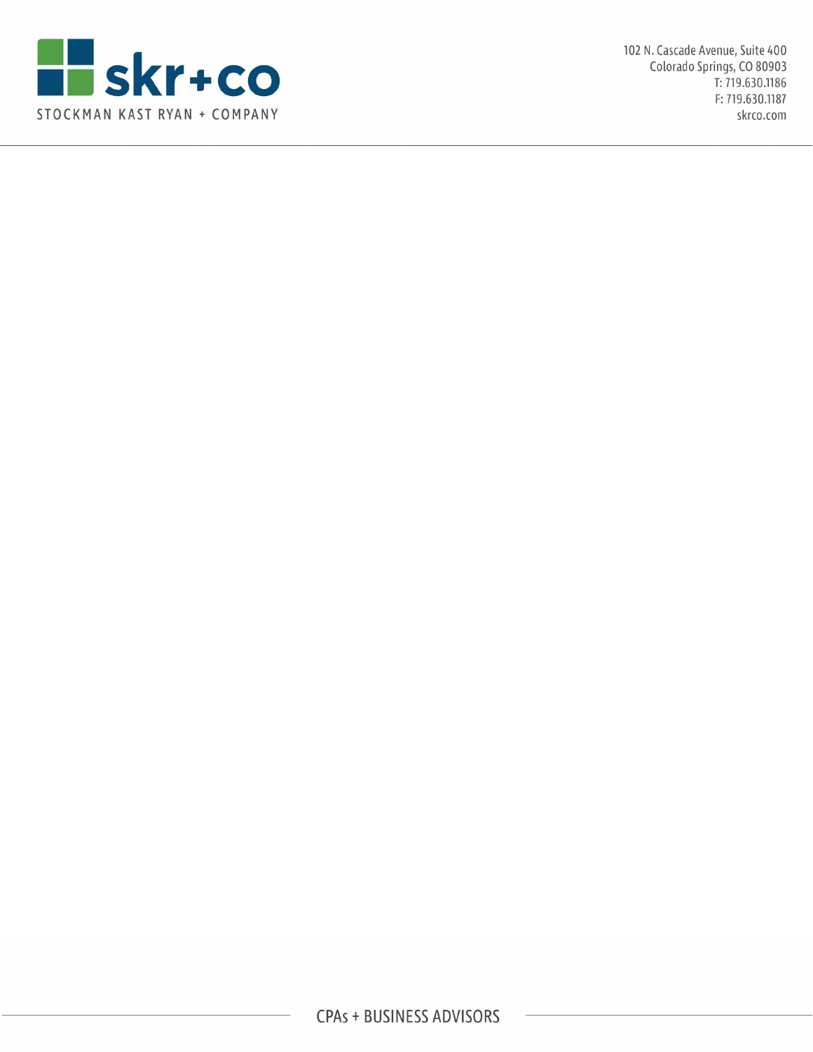skr+co

STOCKMAN KAST RYAN + COMPANY

102 N. Cascade Avenue, Suite 400
Colorado Springs, CO 80903
T: 719.630.1186
F: 719.630.1187
skrco.com

CPAs + BUSINESS ADVISORS